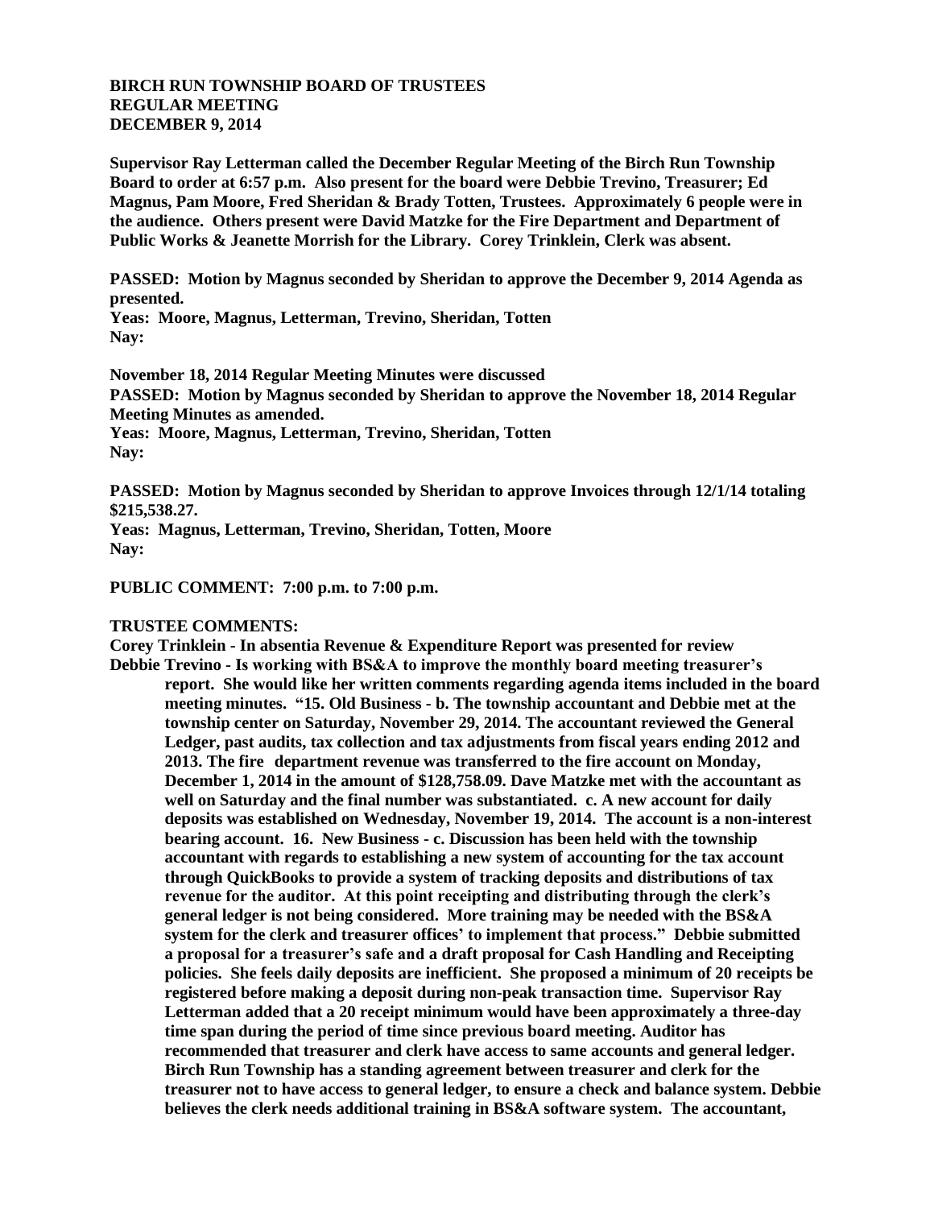**BIRCH RUN TOWNSHIP BOARD OF TRUSTEES**
**REGULAR MEETING**
**DECEMBER 9, 2014**

**Supervisor Ray Letterman called the December Regular Meeting of the Birch Run Township Board to order at 6:57 p.m. Also present for the board were Debbie Trevino, Treasurer; Ed Magnus, Pam Moore, Fred Sheridan & Brady Totten, Trustees. Approximately 6 people were in the audience. Others present were David Matzke for the Fire Department and Department of Public Works & Jeanette Morrish for the Library. Corey Trinklein, Clerk was absent.**

**PASSED: Motion by Magnus seconded by Sheridan to approve the December 9, 2014 Agenda as presented.**
**Yeas: Moore, Magnus, Letterman, Trevino, Sheridan, Totten**
**Nay:**

**November 18, 2014 Regular Meeting Minutes were discussed**
**PASSED: Motion by Magnus seconded by Sheridan to approve the November 18, 2014 Regular Meeting Minutes as amended.**
**Yeas: Moore, Magnus, Letterman, Trevino, Sheridan, Totten**
**Nay:**

**PASSED: Motion by Magnus seconded by Sheridan to approve Invoices through 12/1/14 totaling $215,538.27.**
**Yeas: Magnus, Letterman, Trevino, Sheridan, Totten, Moore**
**Nay:**

**PUBLIC COMMENT: 7:00 p.m. to 7:00 p.m.**

**TRUSTEE COMMENTS:**
**Corey Trinklein - In absentia Revenue & Expenditure Report was presented for review**
**Debbie Trevino - Is working with BS&A to improve the monthly board meeting treasurer's report. She would like her written comments regarding agenda items included in the board meeting minutes. "15. Old Business - b. The township accountant and Debbie met at the township center on Saturday, November 29, 2014. The accountant reviewed the General Ledger, past audits, tax collection and tax adjustments from fiscal years ending 2012 and 2013. The fire department revenue was transferred to the fire account on Monday, December 1, 2014 in the amount of $128,758.09. Dave Matzke met with the accountant as well on Saturday and the final number was substantiated. c. A new account for daily deposits was established on Wednesday, November 19, 2014. The account is a non-interest bearing account. 16. New Business - c. Discussion has been held with the township accountant with regards to establishing a new system of accounting for the tax account through QuickBooks to provide a system of tracking deposits and distributions of tax revenue for the auditor. At this point receipting and distributing through the clerk's general ledger is not being considered. More training may be needed with the BS&A system for the clerk and treasurer offices' to implement that process." Debbie submitted a proposal for a treasurer's safe and a draft proposal for Cash Handling and Receipting policies. She feels daily deposits are inefficient. She proposed a minimum of 20 receipts be registered before making a deposit during non-peak transaction time. Supervisor Ray Letterman added that a 20 receipt minimum would have been approximately a three-day time span during the period of time since previous board meeting. Auditor has recommended that treasurer and clerk have access to same accounts and general ledger. Birch Run Township has a standing agreement between treasurer and clerk for the treasurer not to have access to general ledger, to ensure a check and balance system. Debbie believes the clerk needs additional training in BS&A software system. The accountant,**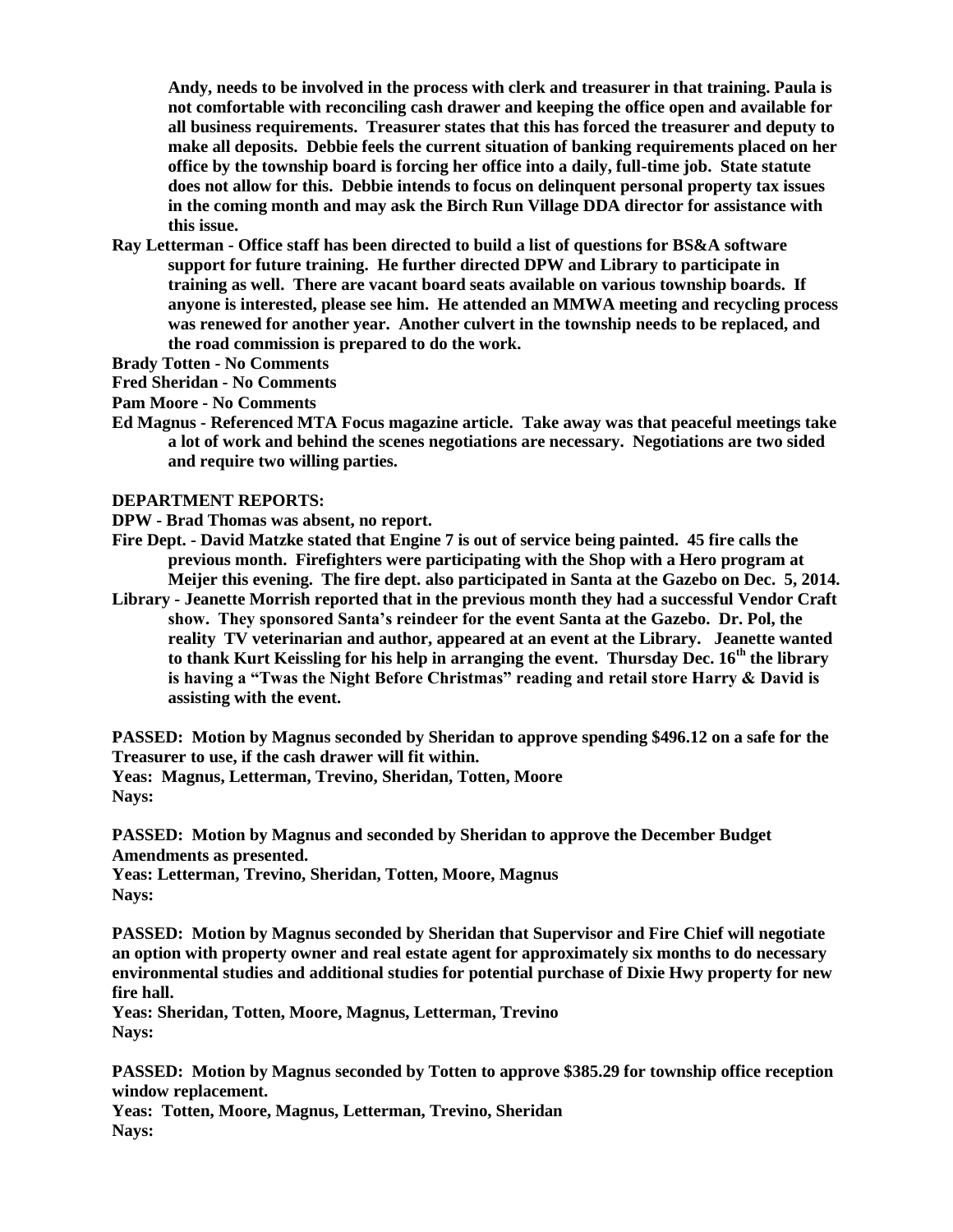**Andy, needs to be involved in the process with clerk and treasurer in that training. Paula is not comfortable with reconciling cash drawer and keeping the office open and available for all business requirements. Treasurer states that this has forced the treasurer and deputy to make all deposits. Debbie feels the current situation of banking requirements placed on her office by the township board is forcing her office into a daily, full-time job. State statute does not allow for this. Debbie intends to focus on delinquent personal property tax issues in the coming month and may ask the Birch Run Village DDA director for assistance with this issue.**

**Ray Letterman - Office staff has been directed to build a list of questions for BS&A software support for future training. He further directed DPW and Library to participate in training as well. There are vacant board seats available on various township boards. If anyone is interested, please see him. He attended an MMWA meeting and recycling process was renewed for another year. Another culvert in the township needs to be replaced, and the road commission is prepared to do the work.**

**Brady Totten - No Comments**

**Fred Sheridan - No Comments**

**Pam Moore - No Comments**

**Ed Magnus - Referenced MTA Focus magazine article. Take away was that peaceful meetings take a lot of work and behind the scenes negotiations are necessary. Negotiations are two sided and require two willing parties.**

**DEPARTMENT REPORTS:**

**DPW - Brad Thomas was absent, no report.**

**Fire Dept. - David Matzke stated that Engine 7 is out of service being painted. 45 fire calls the previous month. Firefighters were participating with the Shop with a Hero program at Meijer this evening. The fire dept. also participated in Santa at the Gazebo on Dec. 5, 2014.**

**Library - Jeanette Morrish reported that in the previous month they had a successful Vendor Craft show. They sponsored Santa's reindeer for the event Santa at the Gazebo. Dr. Pol, the reality TV veterinarian and author, appeared at an event at the Library. Jeanette wanted to thank Kurt Keissling for his help in arranging the event. Thursday Dec. 16th the library is having a "Twas the Night Before Christmas" reading and retail store Harry & David is assisting with the event.**

**PASSED: Motion by Magnus seconded by Sheridan to approve spending $496.12 on a safe for the Treasurer to use, if the cash drawer will fit within.**
**Yeas: Magnus, Letterman, Trevino, Sheridan, Totten, Moore**
**Nays:**

**PASSED: Motion by Magnus and seconded by Sheridan to approve the December Budget Amendments as presented.**
**Yeas: Letterman, Trevino, Sheridan, Totten, Moore, Magnus**
**Nays:**

**PASSED: Motion by Magnus seconded by Sheridan that Supervisor and Fire Chief will negotiate an option with property owner and real estate agent for approximately six months to do necessary environmental studies and additional studies for potential purchase of Dixie Hwy property for new fire hall.**
**Yeas: Sheridan, Totten, Moore, Magnus, Letterman, Trevino**
**Nays:**

**PASSED: Motion by Magnus seconded by Totten to approve $385.29 for township office reception window replacement.**
**Yeas: Totten, Moore, Magnus, Letterman, Trevino, Sheridan**
**Nays:**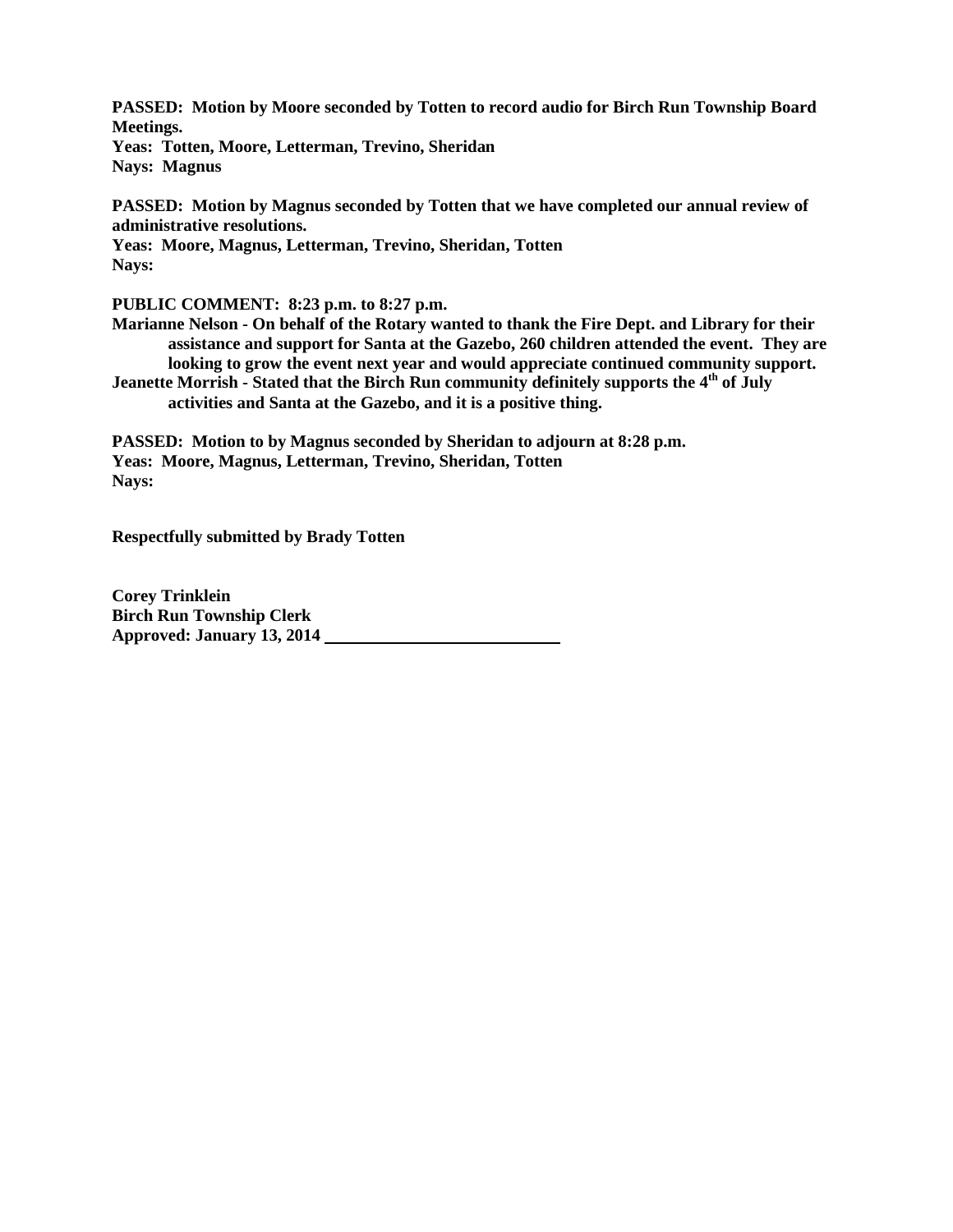**PASSED: Motion by Moore seconded by Totten to record audio for Birch Run Township Board Meetings.**
**Yeas: Totten, Moore, Letterman, Trevino, Sheridan**
**Nays: Magnus**

**PASSED: Motion by Magnus seconded by Totten that we have completed our annual review of administrative resolutions.**
**Yeas: Moore, Magnus, Letterman, Trevino, Sheridan, Totten**
**Nays:**

**PUBLIC COMMENT: 8:23 p.m. to 8:27 p.m.**

**Marianne Nelson - On behalf of the Rotary wanted to thank the Fire Dept. and Library for their assistance and support for Santa at the Gazebo, 260 children attended the event. They are looking to grow the event next year and would appreciate continued community support.**

**Jeanette Morrish - Stated that the Birch Run community definitely supports the 4th of July activities and Santa at the Gazebo, and it is a positive thing.**

**PASSED: Motion to by Magnus seconded by Sheridan to adjourn at 8:28 p.m.**
**Yeas: Moore, Magnus, Letterman, Trevino, Sheridan, Totten**
**Nays:**

**Respectfully submitted by Brady Totten**

**Corey Trinklein**
**Birch Run Township Clerk**
**Approved: January 13, 2014 ____________________________**